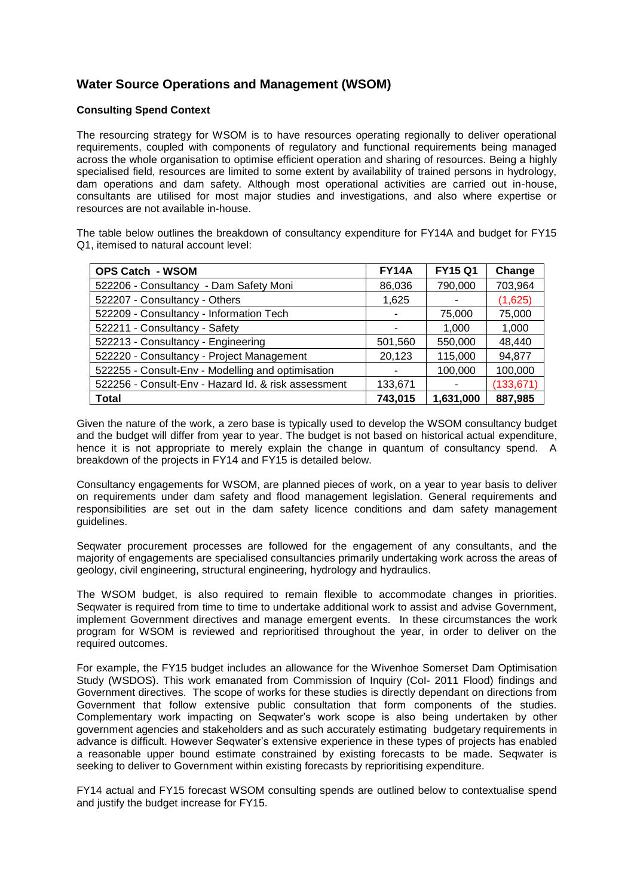## Water Source Operations and Management (WSOM)

### Consulting Spend Context

The resourcing strategy for WSOM is to have resources operating regionally to deliver operational requirements, coupled with components of regulatory and functional requirements being managed across the whole organisation to optimise efficient operation and sharing of resources. Being a highly specialised field, resources are limited to some extent by availability of trained persons in hydrology, dam operations and dam safety. Although most operational activities are carried out in-house, consultants are utilised for most major studies and investigations, and also where expertise or resources are not available in-house.

The table below outlines the breakdown of consultancy expenditure for FY14A and budget for FY15 Q1, itemised to natural account level:

| OPS Catch - WSOM | FY14A | FY15 Q1 | Change |
|---|---|---|---|
| 522206 - Consultancy - Dam Safety Moni | 86,036 | 790,000 | 703,964 |
| 522207 - Consultancy - Others | 1,625 | - | (1,625) |
| 522209 - Consultancy - Information Tech | - | 75,000 | 75,000 |
| 522211 - Consultancy - Safety | - | 1,000 | 1,000 |
| 522213 - Consultancy - Engineering | 501,560 | 550,000 | 48,440 |
| 522220 - Consultancy - Project Management | 20,123 | 115,000 | 94,877 |
| 522255 - Consult-Env - Modelling and optimisation | - | 100,000 | 100,000 |
| 522256 - Consult-Env - Hazard Id. & risk assessment | 133,671 | - | (133,671) |
| **Total** | **743,015** | **1,631,000** | **887,985** |

Given the nature of the work, a zero base is typically used to develop the WSOM consultancy budget and the budget will differ from year to year. The budget is not based on historical actual expenditure, hence it is not appropriate to merely explain the change in quantum of consultancy spend. A breakdown of the projects in FY14 and FY15 is detailed below.

Consultancy engagements for WSOM, are planned pieces of work, on a year to year basis to deliver on requirements under dam safety and flood management legislation. General requirements and responsibilities are set out in the dam safety licence conditions and dam safety management guidelines.

Seqwater procurement processes are followed for the engagement of any consultants, and the majority of engagements are specialised consultancies primarily undertaking work across the areas of geology, civil engineering, structural engineering, hydrology and hydraulics.

The WSOM budget, is also required to remain flexible to accommodate changes in priorities. Seqwater is required from time to time to undertake additional work to assist and advise Government, implement Government directives and manage emergent events. In these circumstances the work program for WSOM is reviewed and reprioritised throughout the year, in order to deliver on the required outcomes.

For example, the FY15 budget includes an allowance for the Wivenhoe Somerset Dam Optimisation Study (WSDOS). This work emanated from Commission of Inquiry (CoI- 2011 Flood) findings and Government directives. The scope of works for these studies is directly dependant on directions from Government that follow extensive public consultation that form components of the studies. Complementary work impacting on Seqwater's work scope is also being undertaken by other government agencies and stakeholders and as such accurately estimating budgetary requirements in advance is difficult. However Seqwater's extensive experience in these types of projects has enabled a reasonable upper bound estimate constrained by existing forecasts to be made. Seqwater is seeking to deliver to Government within existing forecasts by reprioritising expenditure.

FY14 actual and FY15 forecast WSOM consulting spends are outlined below to contextualise spend and justify the budget increase for FY15.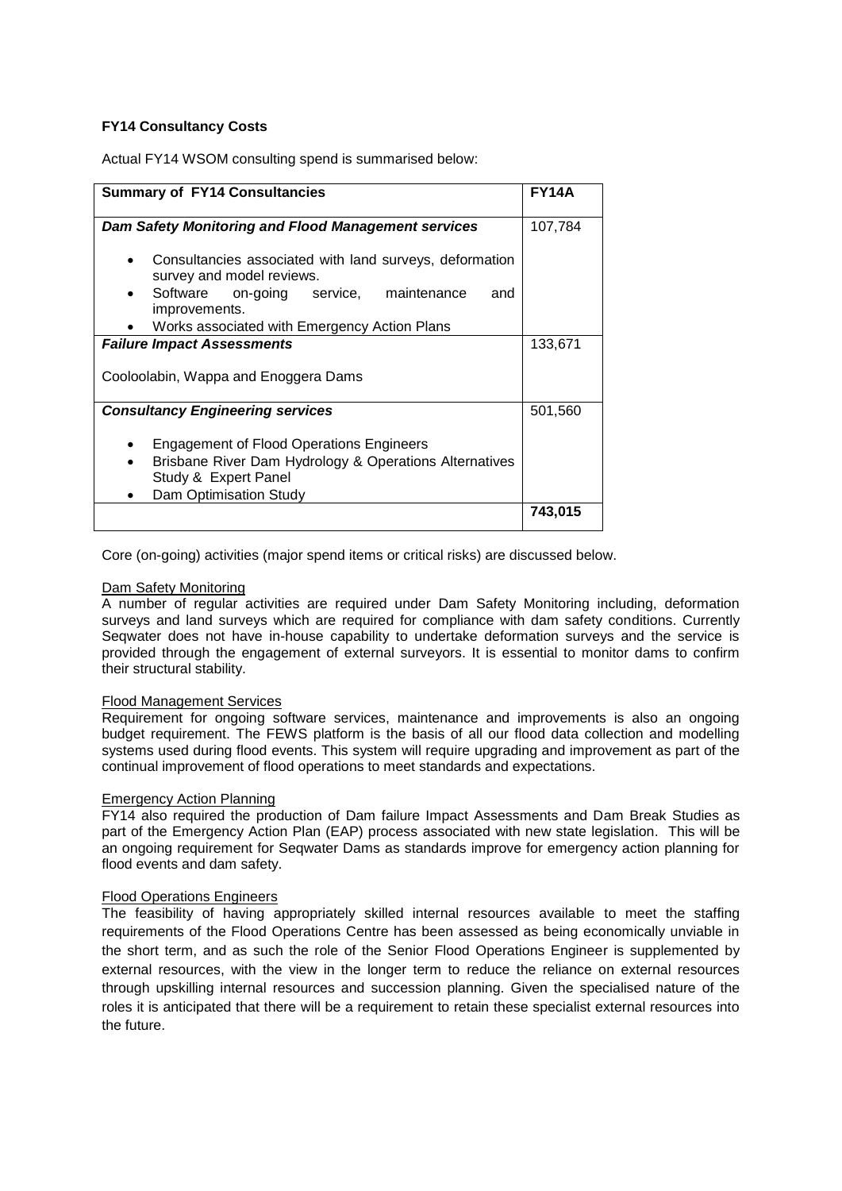**FY14 Consultancy Costs**

Actual FY14 WSOM consulting spend is summarised below:

| Summary of FY14 Consultancies | FY14A |
|---|---|
| ***Dam Safety Monitoring and Flood Management services*** <br>• Consultancies associated with land surveys, deformation survey and model reviews. <br>• Software on-going service, maintenance and improvements. <br>• Works associated with Emergency Action Plans | 107,784 |
| ***Failure Impact Assessments*** <br>Cooloolabin, Wappa and Enoggera Dams | 133,671 |
| ***Consultancy Engineering services*** <br>• Engagement of Flood Operations Engineers <br>• Brisbane River Dam Hydrology & Operations Alternatives Study & Expert Panel <br>• Dam Optimisation Study | 501,560 |
| | **743,015** |

Core (on-going) activities (major spend items or critical risks) are discussed below.

Dam Safety Monitoring

A number of regular activities are required under Dam Safety Monitoring including, deformation surveys and land surveys which are required for compliance with dam safety conditions. Currently Seqwater does not have in-house capability to undertake deformation surveys and the service is provided through the engagement of external surveyors. It is essential to monitor dams to confirm their structural stability.

Flood Management Services

Requirement for ongoing software services, maintenance and improvements is also an ongoing budget requirement. The FEWS platform is the basis of all our flood data collection and modelling systems used during flood events. This system will require upgrading and improvement as part of the continual improvement of flood operations to meet standards and expectations.

Emergency Action Planning

FY14 also required the production of Dam failure Impact Assessments and Dam Break Studies as part of the Emergency Action Plan (EAP) process associated with new state legislation. This will be an ongoing requirement for Seqwater Dams as standards improve for emergency action planning for flood events and dam safety.

Flood Operations Engineers

The feasibility of having appropriately skilled internal resources available to meet the staffing requirements of the Flood Operations Centre has been assessed as being economically unviable in the short term, and as such the role of the Senior Flood Operations Engineer is supplemented by external resources, with the view in the longer term to reduce the reliance on external resources through upskilling internal resources and succession planning. Given the specialised nature of the roles it is anticipated that there will be a requirement to retain these specialist external resources into the future.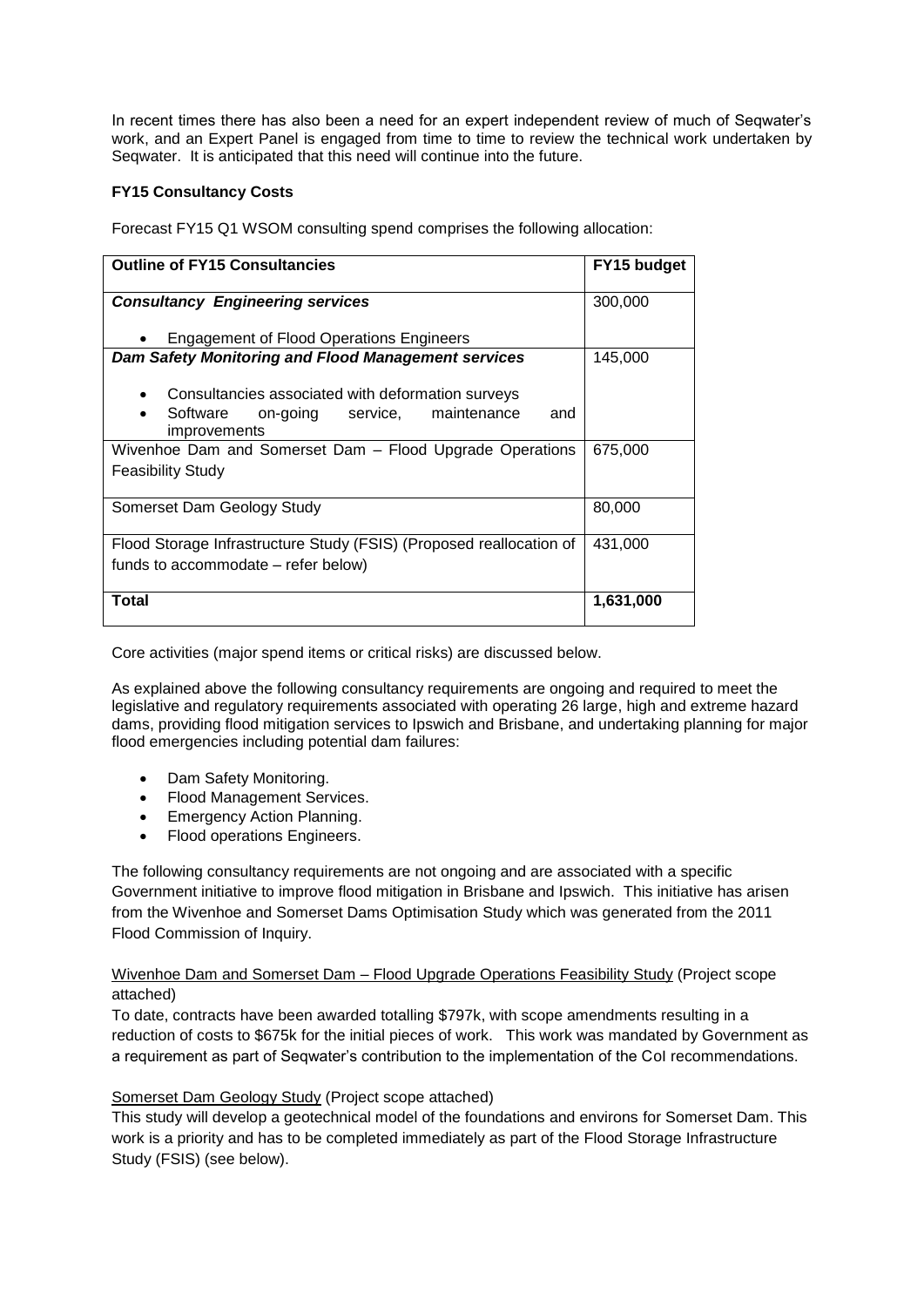In recent times there has also been a need for an expert independent review of much of Seqwater's work, and an Expert Panel is engaged from time to time to review the technical work undertaken by Seqwater. It is anticipated that this need will continue into the future.

**FY15 Consultancy Costs**

Forecast FY15 Q1 WSOM consulting spend comprises the following allocation:

| **Outline of FY15 Consultancies** | **FY15 budget** |
| --- | --- |
| ***Consultancy Engineering services***<br>• Engagement of Flood Operations Engineers | 300,000 |
| ***Dam Safety Monitoring and Flood Management services***<br>• Consultancies associated with deformation surveys<br>• Software on-going service, maintenance and improvements | 145,000 |
| Wivenhoe Dam and Somerset Dam – Flood Upgrade Operations Feasibility Study | 675,000 |
| Somerset Dam Geology Study | 80,000 |
| Flood Storage Infrastructure Study (FSIS) (Proposed reallocation of funds to accommodate – refer below) | 431,000 |
| **Total** | **1,631,000** |

Core activities (major spend items or critical risks) are discussed below.

As explained above the following consultancy requirements are ongoing and required to meet the legislative and regulatory requirements associated with operating 26 large, high and extreme hazard dams, providing flood mitigation services to Ipswich and Brisbane, and undertaking planning for major flood emergencies including potential dam failures:

- Dam Safety Monitoring.
- Flood Management Services.
- Emergency Action Planning.
- Flood operations Engineers.

The following consultancy requirements are not ongoing and are associated with a specific Government initiative to improve flood mitigation in Brisbane and Ipswich. This initiative has arisen from the Wivenhoe and Somerset Dams Optimisation Study which was generated from the 2011 Flood Commission of Inquiry.

<u>Wivenhoe Dam and Somerset Dam – Flood Upgrade Operations Feasibility Study</u> (Project scope attached)

To date, contracts have been awarded totalling \$797k, with scope amendments resulting in a reduction of costs to \$675k for the initial pieces of work. This work was mandated by Government as a requirement as part of Seqwater's contribution to the implementation of the CoI recommendations.

<u>Somerset Dam Geology Study</u> (Project scope attached)

This study will develop a geotechnical model of the foundations and environs for Somerset Dam. This work is a priority and has to be completed immediately as part of the Flood Storage Infrastructure Study (FSIS) (see below).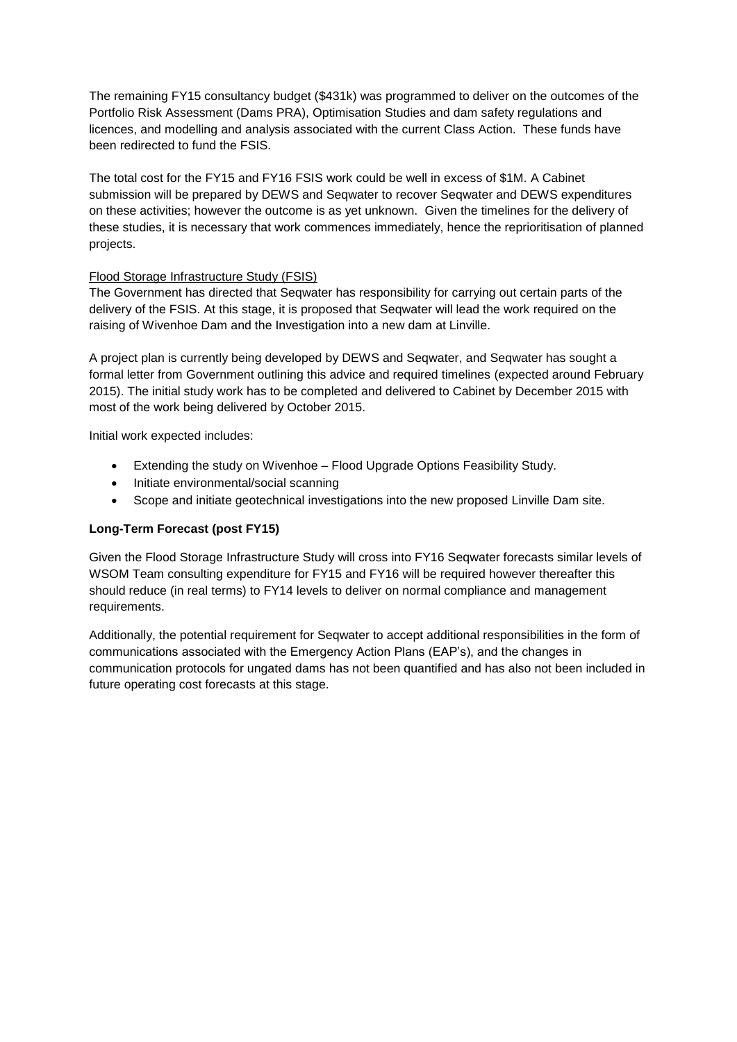The remaining FY15 consultancy budget ($431k) was programmed to deliver on the outcomes of the Portfolio Risk Assessment (Dams PRA), Optimisation Studies and dam safety regulations and licences, and modelling and analysis associated with the current Class Action. These funds have been redirected to fund the FSIS.

The total cost for the FY15 and FY16 FSIS work could be well in excess of $1M. A Cabinet submission will be prepared by DEWS and Seqwater to recover Seqwater and DEWS expenditures on these activities; however the outcome is as yet unknown. Given the timelines for the delivery of these studies, it is necessary that work commences immediately, hence the reprioritisation of planned projects.

Flood Storage Infrastructure Study (FSIS)

The Government has directed that Seqwater has responsibility for carrying out certain parts of the delivery of the FSIS. At this stage, it is proposed that Seqwater will lead the work required on the raising of Wivenhoe Dam and the Investigation into a new dam at Linville.

A project plan is currently being developed by DEWS and Seqwater, and Seqwater has sought a formal letter from Government outlining this advice and required timelines (expected around February 2015). The initial study work has to be completed and delivered to Cabinet by December 2015 with most of the work being delivered by October 2015.

Initial work expected includes:

- Extending the study on Wivenhoe – Flood Upgrade Options Feasibility Study.
- Initiate environmental/social scanning
- Scope and initiate geotechnical investigations into the new proposed Linville Dam site.

**Long-Term Forecast (post FY15)**

Given the Flood Storage Infrastructure Study will cross into FY16 Seqwater forecasts similar levels of WSOM Team consulting expenditure for FY15 and FY16 will be required however thereafter this should reduce (in real terms) to FY14 levels to deliver on normal compliance and management requirements.

Additionally, the potential requirement for Seqwater to accept additional responsibilities in the form of communications associated with the Emergency Action Plans (EAP's), and the changes in communication protocols for ungated dams has not been quantified and has also not been included in future operating cost forecasts at this stage.